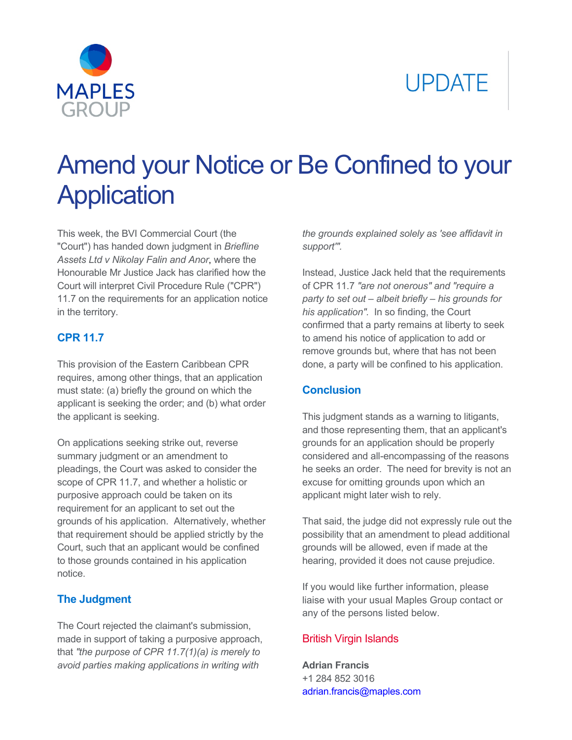MAPLES GROUP

UPDATE

# Amend your Notice or Be Confined to your Application

This week, the BVI Commercial Court (the "Court") has handed down judgment in *Briefline Assets Ltd v Nikolay Falin and Anor*, where the Honourable Mr Justice Jack has clarified how the Court will interpret Civil Procedure Rule ("CPR") 11.7 on the requirements for an application notice in the territory.

## CPR 11.7

This provision of the Eastern Caribbean CPR requires, among other things, that an application must state: (a) briefly the ground on which the applicant is seeking the order; and (b) what order the applicant is seeking.

On applications seeking strike out, reverse summary judgment or an amendment to pleadings, the Court was asked to consider the scope of CPR 11.7, and whether a holistic or purposive approach could be taken on its requirement for an applicant to set out the grounds of his application. Alternatively, whether that requirement should be applied strictly by the Court, such that an applicant would be confined to those grounds contained in his application notice.

## The Judgment

The Court rejected the claimant's submission, made in support of taking a purposive approach, that *"the purpose of CPR 11.7(1)(a) is merely to avoid parties making applications in writing with the grounds explained solely as 'see affidavit in support'"*.

Instead, Justice Jack held that the requirements of CPR 11.7 *"are not onerous"* and *"require a party to set out – albeit briefly – his grounds for his application"*. In so finding, the Court confirmed that a party remains at liberty to seek to amend his notice of application to add or remove grounds but, where that has not been done, a party will be confined to his application.

## Conclusion

This judgment stands as a warning to litigants, and those representing them, that an applicant's grounds for an application should be properly considered and all-encompassing of the reasons he seeks an order. The need for brevity is not an excuse for omitting grounds upon which an applicant might later wish to rely.

That said, the judge did not expressly rule out the possibility that an amendment to plead additional grounds will be allowed, even if made at the hearing, provided it does not cause prejudice.

If you would like further information, please liaise with your usual Maples Group contact or any of the persons listed below.

### British Virgin Islands

**Adrian Francis**
+1 284 852 3016
adrian.francis@maples.com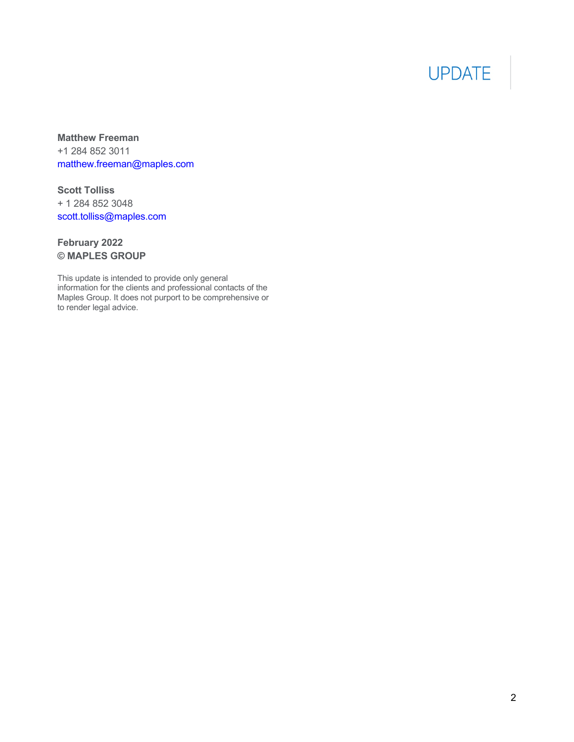**Matthew Freeman**
+1 284 852 3011
matthew.freeman@maples.com

**Scott Tolliss**
+ 1 284 852 3048
scott.tolliss@maples.com

**February 2022**
**© MAPLES GROUP**

This update is intended to provide only general information for the clients and professional contacts of the Maples Group. It does not purport to be comprehensive or to render legal advice.